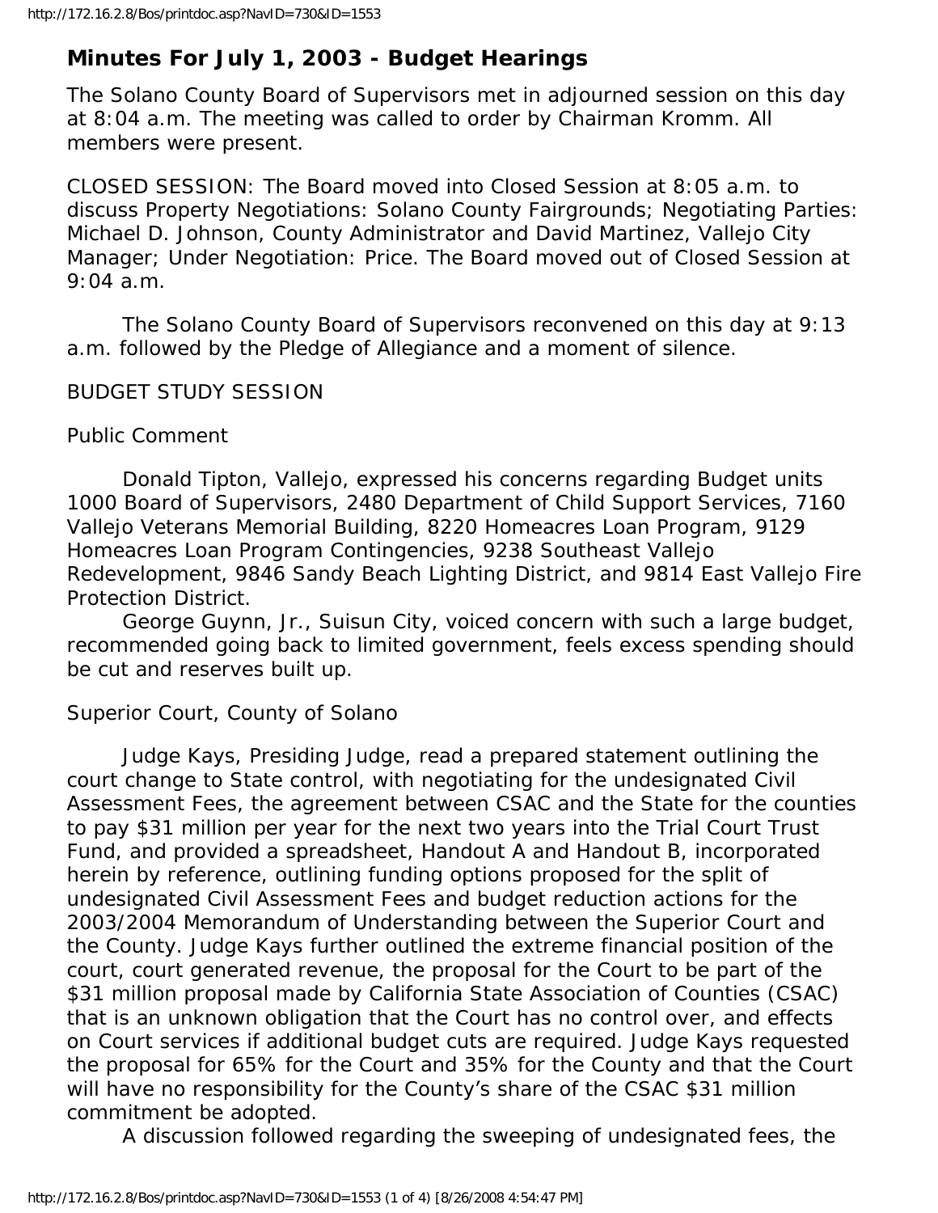# Minutes For July 1, 2003 - Budget Hearings

The Solano County Board of Supervisors met in adjourned session on this day at 8:04 a.m. The meeting was called to order by Chairman Kromm. All members were present.

CLOSED SESSION: The Board moved into Closed Session at 8:05 a.m. to discuss Property Negotiations: Solano County Fairgrounds; Negotiating Parties: Michael D. Johnson, County Administrator and David Martinez, Vallejo City Manager; Under Negotiation: Price. The Board moved out of Closed Session at 9:04 a.m.

The Solano County Board of Supervisors reconvened on this day at 9:13 a.m. followed by the Pledge of Allegiance and a moment of silence.

BUDGET STUDY SESSION

Public Comment

Donald Tipton, Vallejo, expressed his concerns regarding Budget units 1000 Board of Supervisors, 2480 Department of Child Support Services, 7160 Vallejo Veterans Memorial Building, 8220 Homeacres Loan Program, 9129 Homeacres Loan Program Contingencies, 9238 Southeast Vallejo Redevelopment, 9846 Sandy Beach Lighting District, and 9814 East Vallejo Fire Protection District.

George Guynn, Jr., Suisun City, voiced concern with such a large budget, recommended going back to limited government, feels excess spending should be cut and reserves built up.

Superior Court, County of Solano

Judge Kays, Presiding Judge, read a prepared statement outlining the court change to State control, with negotiating for the undesignated Civil Assessment Fees, the agreement between CSAC and the State for the counties to pay $31 million per year for the next two years into the Trial Court Trust Fund, and provided a spreadsheet, Handout A and Handout B, incorporated herein by reference, outlining funding options proposed for the split of undesignated Civil Assessment Fees and budget reduction actions for the 2003/2004 Memorandum of Understanding between the Superior Court and the County. Judge Kays further outlined the extreme financial position of the court, court generated revenue, the proposal for the Court to be part of the $31 million proposal made by California State Association of Counties (CSAC) that is an unknown obligation that the Court has no control over, and effects on Court services if additional budget cuts are required. Judge Kays requested the proposal for 65% for the Court and 35% for the County and that the Court will have no responsibility for the County's share of the CSAC $31 million commitment be adopted.

A discussion followed regarding the sweeping of undesignated fees, the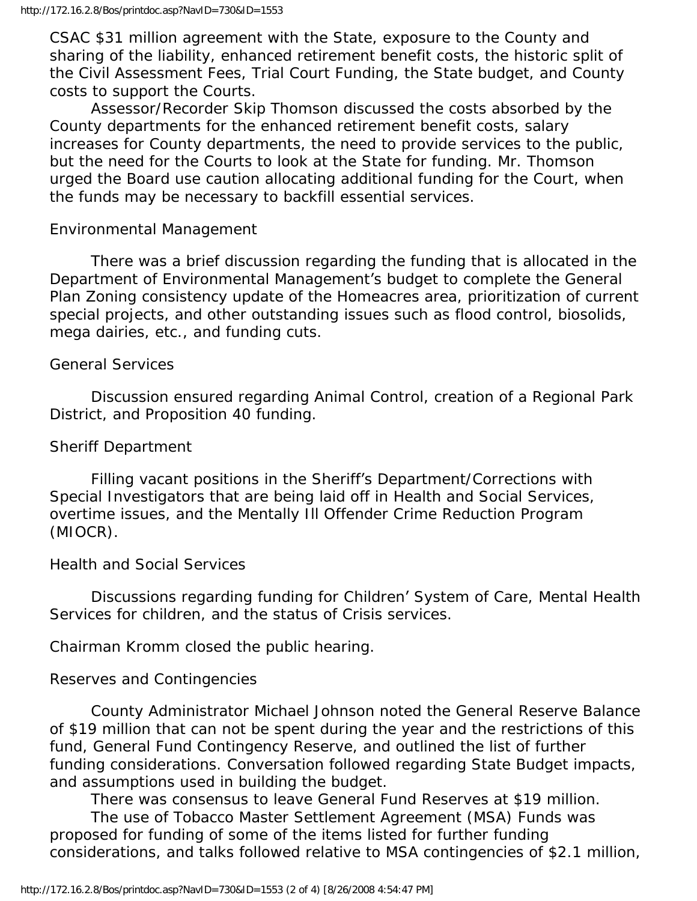CSAC $31 million agreement with the State, exposure to the County and sharing of the liability, enhanced retirement benefit costs, the historic split of the Civil Assessment Fees, Trial Court Funding, the State budget, and County costs to support the Courts.

Assessor/Recorder Skip Thomson discussed the costs absorbed by the County departments for the enhanced retirement benefit costs, salary increases for County departments, the need to provide services to the public, but the need for the Courts to look at the State for funding. Mr. Thomson urged the Board use caution allocating additional funding for the Court, when the funds may be necessary to backfill essential services.

Environmental Management

There was a brief discussion regarding the funding that is allocated in the Department of Environmental Management's budget to complete the General Plan Zoning consistency update of the Homeacres area, prioritization of current special projects, and other outstanding issues such as flood control, biosolids, mega dairies, etc., and funding cuts.

General Services

Discussion ensured regarding Animal Control, creation of a Regional Park District, and Proposition 40 funding.

Sheriff Department

Filling vacant positions in the Sheriff's Department/Corrections with Special Investigators that are being laid off in Health and Social Services, overtime issues, and the Mentally Ill Offender Crime Reduction Program (MIOCR).

Health and Social Services

Discussions regarding funding for Children' System of Care, Mental Health Services for children, and the status of Crisis services.

Chairman Kromm closed the public hearing.

Reserves and Contingencies

County Administrator Michael Johnson noted the General Reserve Balance of $19 million that can not be spent during the year and the restrictions of this fund, General Fund Contingency Reserve, and outlined the list of further funding considerations. Conversation followed regarding State Budget impacts, and assumptions used in building the budget.

There was consensus to leave General Fund Reserves at $19 million.

The use of Tobacco Master Settlement Agreement (MSA) Funds was proposed for funding of some of the items listed for further funding considerations, and talks followed relative to MSA contingencies of $2.1 million,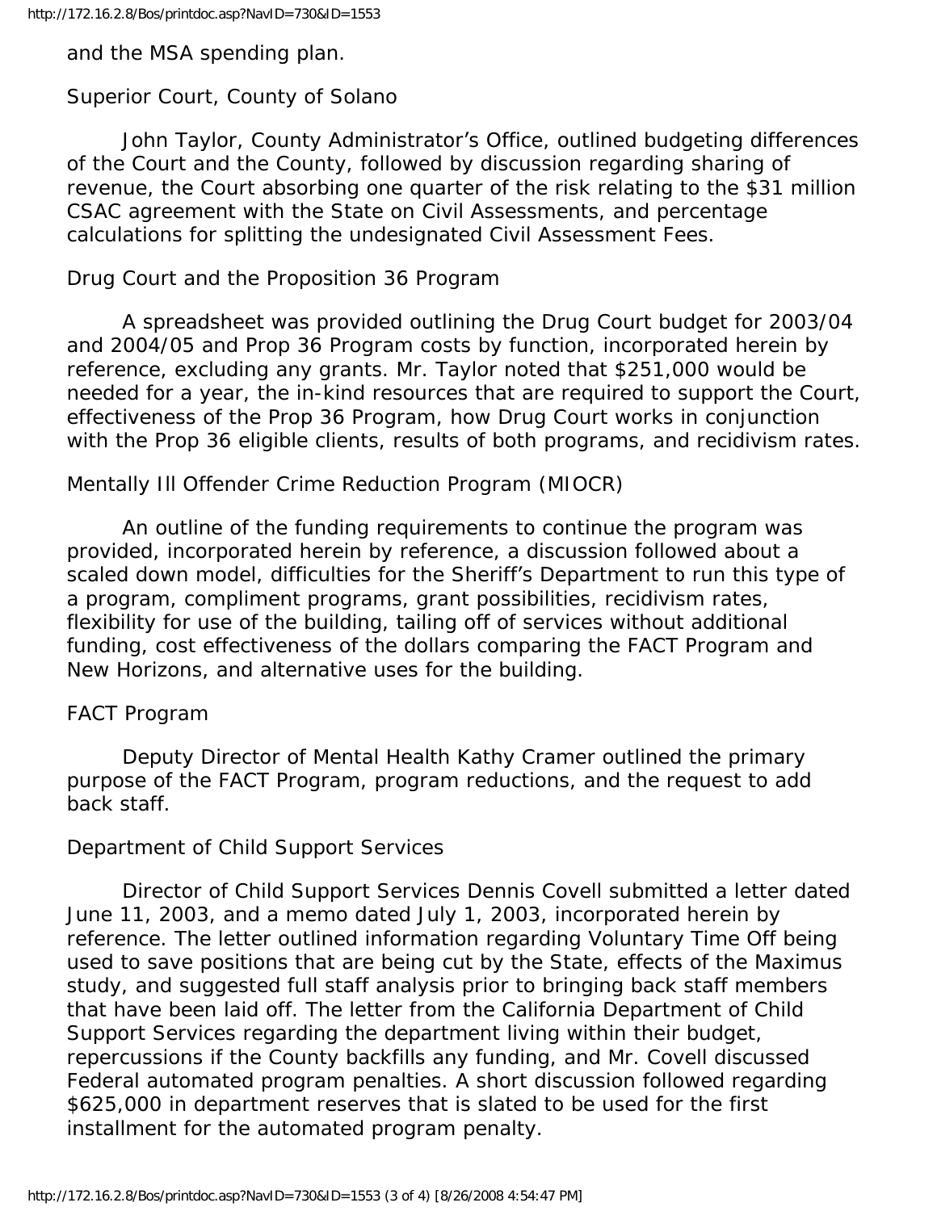and the MSA spending plan.

Superior Court, County of Solano

John Taylor, County Administrator's Office, outlined budgeting differences of the Court and the County, followed by discussion regarding sharing of revenue, the Court absorbing one quarter of the risk relating to the $31 million CSAC agreement with the State on Civil Assessments, and percentage calculations for splitting the undesignated Civil Assessment Fees.

Drug Court and the Proposition 36 Program

A spreadsheet was provided outlining the Drug Court budget for 2003/04 and 2004/05 and Prop 36 Program costs by function, incorporated herein by reference, excluding any grants. Mr. Taylor noted that $251,000 would be needed for a year, the in-kind resources that are required to support the Court, effectiveness of the Prop 36 Program, how Drug Court works in conjunction with the Prop 36 eligible clients, results of both programs, and recidivism rates.

Mentally Ill Offender Crime Reduction Program (MIOCR)

An outline of the funding requirements to continue the program was provided, incorporated herein by reference, a discussion followed about a scaled down model, difficulties for the Sheriff's Department to run this type of a program, compliment programs, grant possibilities, recidivism rates, flexibility for use of the building, tailing off of services without additional funding, cost effectiveness of the dollars comparing the FACT Program and New Horizons, and alternative uses for the building.

FACT Program

Deputy Director of Mental Health Kathy Cramer outlined the primary purpose of the FACT Program, program reductions, and the request to add back staff.

Department of Child Support Services

Director of Child Support Services Dennis Covell submitted a letter dated June 11, 2003, and a memo dated July 1, 2003, incorporated herein by reference. The letter outlined information regarding Voluntary Time Off being used to save positions that are being cut by the State, effects of the Maximus study, and suggested full staff analysis prior to bringing back staff members that have been laid off. The letter from the California Department of Child Support Services regarding the department living within their budget, repercussions if the County backfills any funding, and Mr. Covell discussed Federal automated program penalties. A short discussion followed regarding $625,000 in department reserves that is slated to be used for the first installment for the automated program penalty.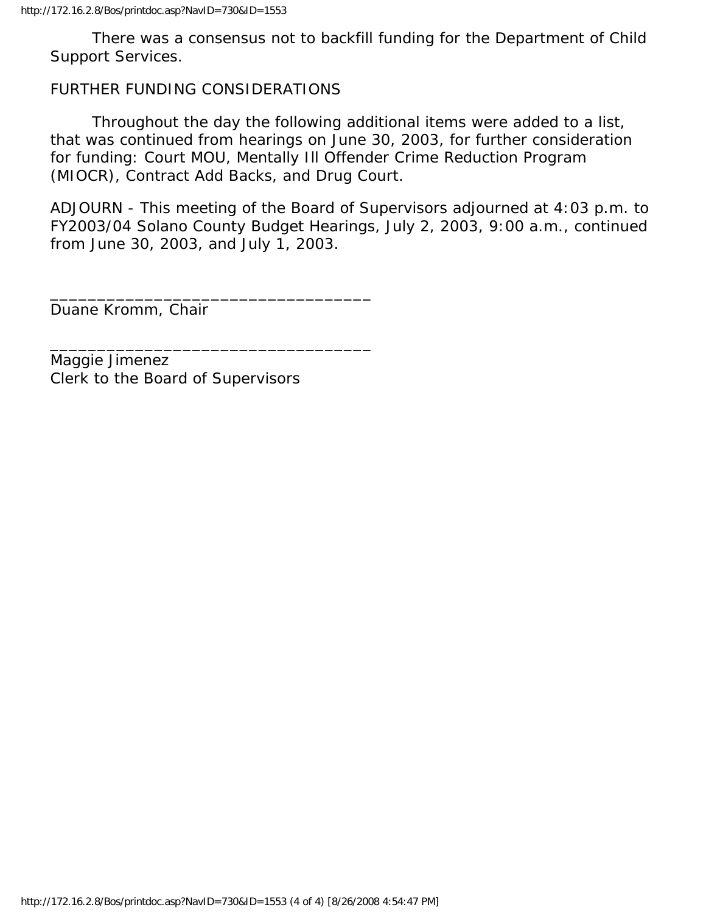There was a consensus not to backfill funding for the Department of Child Support Services.

FURTHER FUNDING CONSIDERATIONS

Throughout the day the following additional items were added to a list, that was continued from hearings on June 30, 2003, for further consideration for funding: Court MOU, Mentally Ill Offender Crime Reduction Program (MIOCR), Contract Add Backs, and Drug Court.

ADJOURN - This meeting of the Board of Supervisors adjourned at 4:03 p.m. to FY2003/04 Solano County Budget Hearings, July 2, 2003, 9:00 a.m., continued from June 30, 2003, and July 1, 2003.

_________________________________
Duane Kromm, Chair

_________________________________
Maggie Jimenez
Clerk to the Board of Supervisors